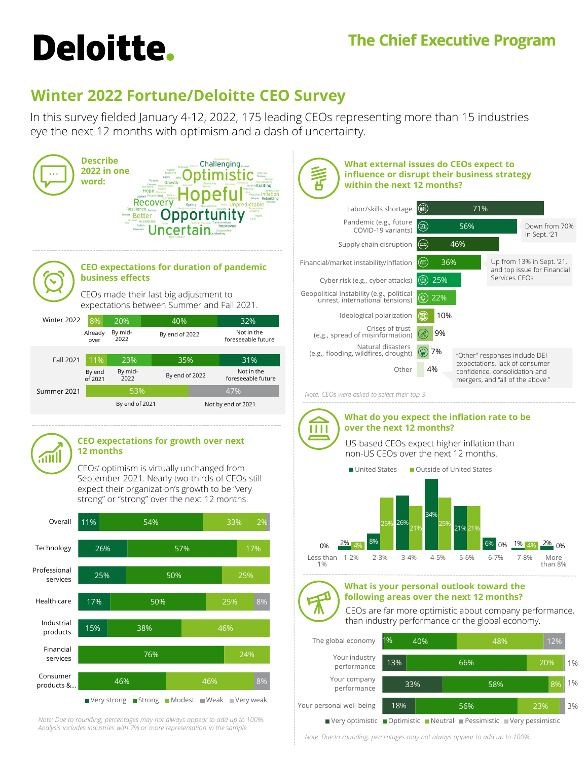# Deloitte.

**The Chief Executive Program**

## Winter 2022 Fortune/Deloitte CEO Survey

In this survey fielded January 4-12, 2022, 175 leading CEOs representing more than 15 industries eye the next 12 months with optimism and a dash of uncertainty.

### Describe 2022 in one word:

Challenging, Optimistic, Hopeful, Recovery, Opportunity, Uncertain, Growth, Hope, Better, Exciting, Inflation, Unpredictable, Improved, Resilience, Accelerate, Spring, Rebuilding, Promising, Normalization, Transformational

### CEO expectations for duration of pandemic business effects

CEOs made their last big adjustment to expectations between Summer and Fall 2021.

| Survey | | | | |
|---|---|---|---|---|
| Winter 2022 | Already over: 8% | By mid-2022: 20% | By end of 2022: 40% | Not in the foreseeable future: 32% |
| Fall 2021 | By end of 2021: 11% | By mid-2022: 23% | By end of 2022: 35% | Not in the foreseeable future: 31% |
| Summer 2021 | By end of 2021: 53% | Not by end of 2021: 47% | | |

### CEO expectations for growth over next 12 months

CEOs' optimism is virtually unchanged from September 2021. Nearly two-thirds of CEOs still expect their organization's growth to be "very strong" or "strong" over the next 12 months.

| | Very strong | Strong | Modest | Weak | Very weak |
|---|---|---|---|---|---|
| Overall | 11% | 54% | 33% | 2% | |
| Technology | 26% | 57% | 17% | | |
| Professional services | 25% | 50% | 25% | | |
| Health care | 17% | 50% | 25% | 8% | |
| Industrial products | 15% | 38% | 46% | | |
| Financial services | | 76% | 24% | | |
| Consumer products &... | | 46% | 46% | 8% | |

*Note: Due to rounding, percentages may not always appear to add up to 100%. Analysis includes industries with 7% or more representation in the sample.*

### What external issues do CEOs expect to influence or disrupt their business strategy within the next 12 months?

| Issue | % |
|---|---|
| Labor/skills shortage | 71% |
| Pandemic (e.g., future COVID-19 variants) | 56% |
| Supply chain disruption | 46% |
| Financial/market instability/inflation | 36% |
| Cyber risk (e.g., cyber attacks) | 25% |
| Geopolitical instability (e.g., political unrest, international tensions) | 22% |
| Ideological polarization | 10% |
| Crises of trust (e.g., spread of misinformation) | 9% |
| Natural disasters (e.g., flooding, wildfires, drought) | 7% |
| Other | 4% |

Pandemic: Down from 70% in Sept. '21

Financial/market instability/inflation: Up from 13% in Sept. '21, and top issue for Financial Services CEOs

"Other" responses include DEI expectations, lack of consumer confidence, consolidation and mergers, and "all of the above."

*Note: CEOs were asked to select their top 3.*

### What do you expect the inflation rate to be over the next 12 months?

US-based CEOs expect higher inflation than non-US CEOs over the next 12 months.

| Inflation rate | United States | Outside of United States |
|---|---|---|
| Less than 1% | 0% | |
| 1-2% | 2% | 4% |
| 2-3% | 8% | 25% |
| 3-4% | 26% | 21% |
| 4-5% | 34% | 25% |
| 5-6% | 21% | 21% |
| 6-7% | 6% | 0% |
| 7-8% | 1% | 4% |
| More than 8% | 2% | 0% |

### What is your personal outlook toward the following areas over the next 12 months?

CEOs are far more optimistic about company performance, than industry performance or the global economy.

| | Very optimistic | Optimistic | Neutral | Pessimistic | Very pessimistic |
|---|---|---|---|---|---|
| The global economy | 1% | 40% | 48% | 12% | |
| Your industry performance | 13% | 66% | 20% | 1% | |
| Your company performance | 33% | 58% | 8% | 1% | |
| Your personal well-being | 18% | 56% | 23% | 3% | |

*Note: Due to rounding, percentages may not always appear to add up to 100%.*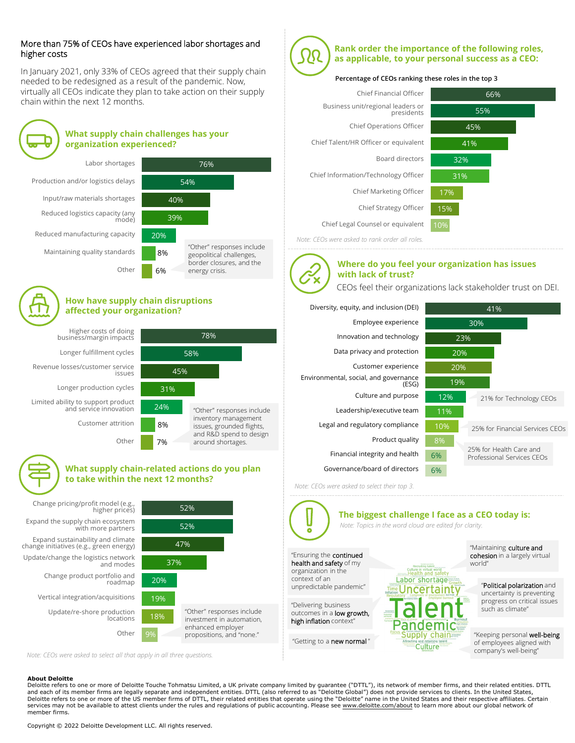## More than 75% of CEOs have experienced labor shortages and higher costs

In January 2021, only 33% of CEOs agreed that their supply chain needed to be redesigned as a result of the pandemic. Now, virtually all CEOs indicate they plan to take action on their supply chain within the next 12 months.

### What supply chain challenges has your organization experienced?

Labor shortages 76%
Production and/or logistics delays 54%
Input/raw materials shortages 40%
Reduced logistics capacity (any mode) 39%
Reduced manufacturing capacity 20%
Maintaining quality standards 8%
Other 6%

"Other" responses include geopolitical challenges, border closures, and the energy crisis.

### How have supply chain disruptions affected your organization?

Higher costs of doing business/margin impacts 78%
Longer fulfillment cycles 58%
Revenue losses/customer service issues 45%
Longer production cycles 31%
Limited ability to support product and service innovation 24%
Customer attrition 8%
Other 7%

"Other" responses include inventory management issues, grounded flights, and R&D spend to design around shortages.

### What supply chain-related actions do you plan to take within the next 12 months?

Change pricing/profit model (e.g., higher prices) 52%
Expand the supply chain ecosystem with more partners 52%
Expand sustainability and climate change initiatives (e.g., green energy) 47%
Update/change the logistics network and modes 37%
Change product portfolio and roadmap 20%
Vertical integration/acquisitions 19%
Update/re-shore production locations 18%
Other 9%

"Other" responses include investment in automation, enhanced employer value propositions, and "none."

*Note: CEOs were asked to select all that apply in all three questions.*

### Rank order the importance of the following roles, as applicable, to your personal success as a CEO:

**Percentage of CEOs ranking these roles in the top 3**

Chief Financial Officer 66%
Business unit/regional leaders or presidents 55%
Chief Operations Officer 45%
Chief Talent/HR Officer or equivalent 41%
Board directors 32%
Chief Information/Technology Officer 31%
Chief Marketing Officer 17%
Chief Strategy Officer 15%
Chief Legal Counsel or equivalent 10%

*Note: CEOs were asked to rank order all roles.*

### Where do you feel your organization has issues with lack of trust?

CEOs feel their organizations lack stakeholder trust on DEI.

Diversity, equity, and inclusion (DEI) 41%
Employee experience 30%
Innovation and technology 23%
Data privacy and protection 20%
Customer experience 20%
Environmental, social, and governance (ESG) 19%
Culture and purpose 12%
Leadership/executive team 11%
Legal and regulatory compliance 10%
Product quality 8%
Financial integrity and health 6%
Governance/board of directors 6%

21% for Technology CEOs

25% for Financial Services CEOs

25% for Health Care and Professional Services CEOs

*Note: CEOs were asked to select their top 3.*

### The biggest challenge I face as a CEO today is:

*Note: Topics in the word cloud are edited for clarity.*

"Ensuring the **continued health and safety** of my organization in the context of an unpredictable pandemic"

"Delivering business outcomes in a **low growth, high inflation** context"

"Getting to a **new normal**"

"Maintaining **culture and cohesion** in a largely virtual world"

"**Political polarization** and uncertainty is preventing progress on critical issues such as climate"

"Keeping personal **well-being** of employees aligned with company's well-being"

Talent
Pandemic
Uncertainty
Labor shortage
Supply chain
Culture

**About Deloitte**
Deloitte refers to one or more of Deloitte Touche Tohmatsu Limited, a UK private company limited by guarantee ("DTTL"), its network of member firms, and their related entities. DTTL and each of its member firms are legally separate and independent entities. DTTL (also referred to as "Deloitte Global") does not provide services to clients. In the United States, Deloitte refers to one or more of the US member firms of DTTL, their related entities that operate using the "Deloitte" name in the United States and their respective affiliates. Certain services may not be available to attest clients under the rules and regulations of public accounting. Please see www.deloitte.com/about to learn more about our global network of member firms.

Copyright © 2022 Deloitte Development LLC. All rights reserved.